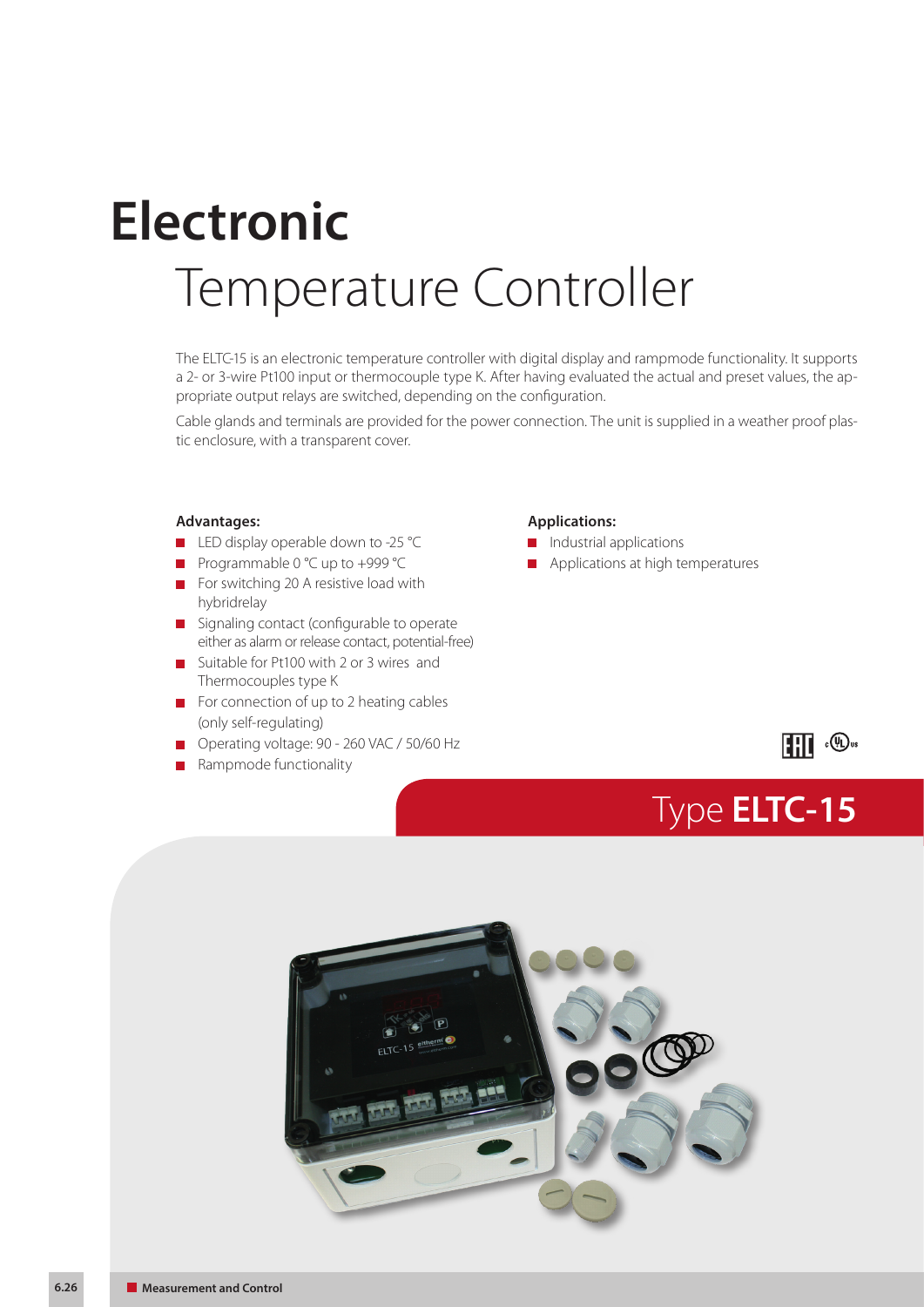# Electronic Temperature Controller

The ELTC-15 is an electronic temperature controller with digital display and rampmode functionality. It supports a 2- or 3-wire Pt100 input or thermocouple type K. After having evaluated the actual and preset values, the appropriate output relays are switched, depending on the configuration.

Cable glands and terminals are provided for the power connection. The unit is supplied in a weather proof plastic enclosure, with a transparent cover.

**Advantages:**

- LED display operable down to -25 °C
- Programmable 0 °C up to +999 °C
- For switching 20 A resistive load with hybridrelay
- Signaling contact (configurable to operate either as alarm or release contact, potential-free)
- Suitable for Pt100 with 2 or 3 wires and Thermocouples type K
- For connection of up to 2 heating cables (only self-regulating)
- Operating voltage: 90 - 260 VAC / 50/60 Hz
- Rampmode functionality

**Applications:**

- Industrial applications
- Applications at high temperatures

## Type **ELTC-15**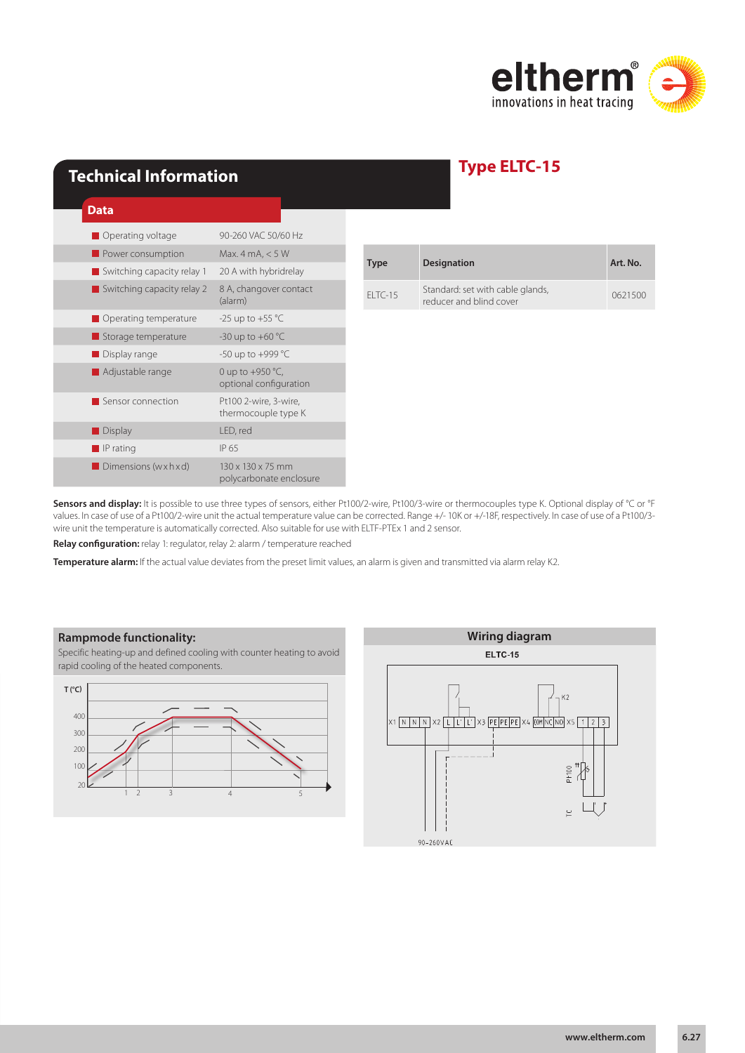# Technical Information

## Type ELTC-15

### Data

| | |
|---|---|
| Operating voltage | 90-260 VAC 50/60 Hz |
| Power consumption | Max. 4 mA, < 5 W |
| Switching capacity relay 1 | 20 A with hybridrelay |
| Switching capacity relay 2 | 8 A, changeover contact (alarm) |
| Operating temperature | -25 up to +55 °C |
| Storage temperature | -30 up to +60 °C |
| Display range | -50 up to +999 °C |
| Adjustable range | 0 up to +950 °C, optional configuration |
| Sensor connection | Pt100 2-wire, 3-wire, thermocouple type K |
| Display | LED, red |
| IP rating | IP 65 |
| Dimensions (w x h x d) | 130 x 130 x 75 mm polycarbonate enclosure |

| Type | Designation | Art. No. |
|---|---|---|
| ELTC-15 | Standard: set with cable glands, reducer and blind cover | 0621500 |

**Sensors and display:** It is possible to use three types of sensors, either Pt100/2-wire, Pt100/3-wire or thermocouples type K. Optional display of °C or °F values. In case of use of a Pt100/2-wire unit the actual temperature value can be corrected. Range +/- 10K or +/-18F, respectively. In case of use of a Pt100/3-wire unit the temperature is automatically corrected. Also suitable for use with ELTF-PTEx 1 and 2 sensor.

**Relay configuration:** relay 1: regulator, relay 2: alarm / temperature reached

**Temperature alarm:** If the actual value deviates from the preset limit values, an alarm is given and transmitted via alarm relay K2.

### Rampmode functionality:

Specific heating-up and defined cooling with counter heating to avoid rapid cooling of the heated components.

T (°C)
400
300
200
100
20
1 2 3 4 5

### Wiring diagram

ELTC-15

X1 N N N X2 L L' L' X3 PE PE PE X4 COM NC NO X5 1 2 3
K2
Pt100
TC
90-260VAC